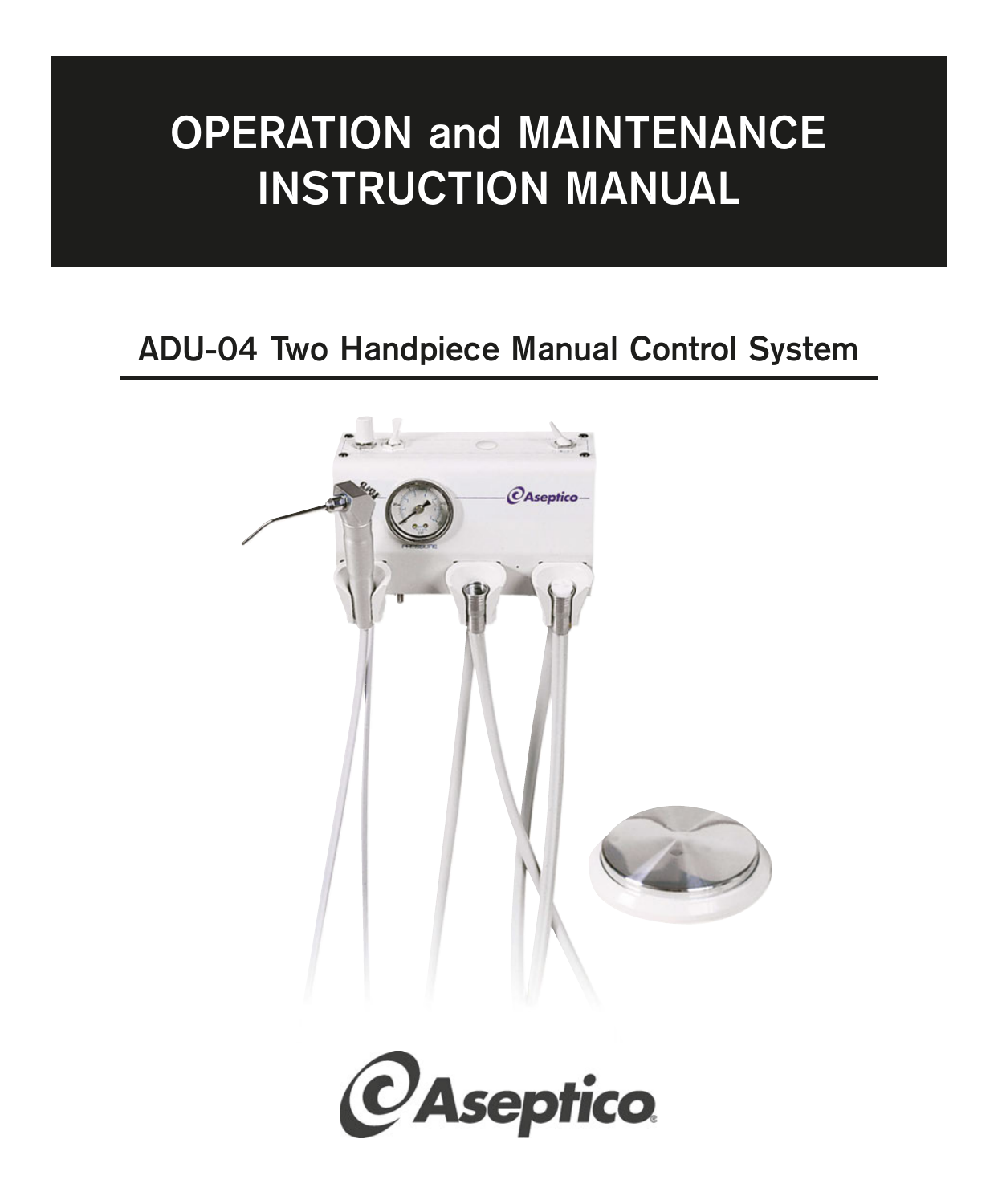# OPERATION and MAINTENANCE INSTRUCTION MANUAL

## ADU-04 Two Handpiece Manual Control System

Aseptico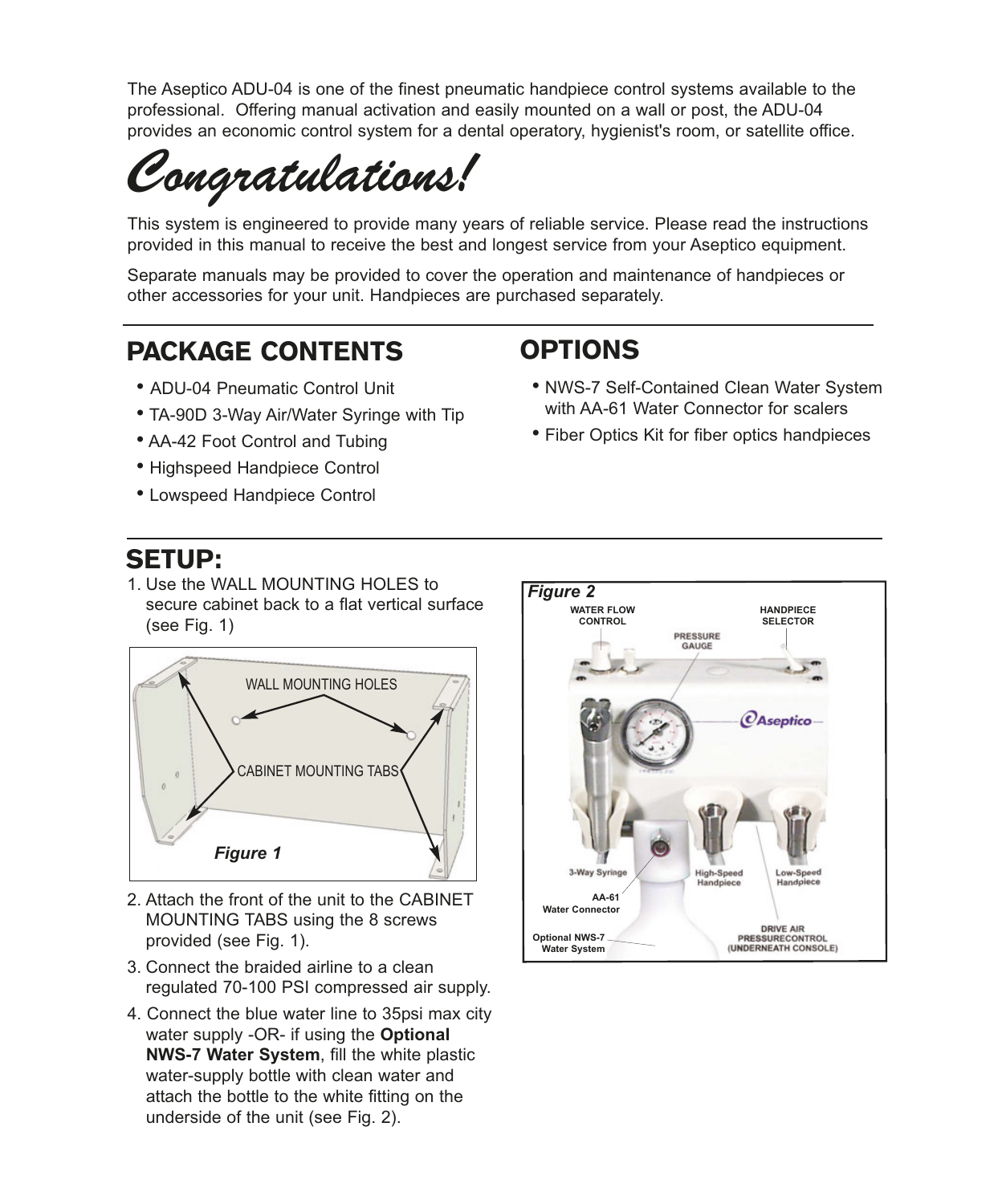The Aseptico ADU-04 is one of the finest pneumatic handpiece control systems available to the professional. Offering manual activation and easily mounted on a wall or post, the ADU-04 provides an economic control system for a dental operatory, hygienist's room, or satellite office.

# *Congratulations!*

This system is engineered to provide many years of reliable service. Please read the instructions provided in this manual to receive the best and longest service from your Aseptico equipment.

Separate manuals may be provided to cover the operation and maintenance of handpieces or other accessories for your unit. Handpieces are purchased separately.

## PACKAGE CONTENTS

- ADU-04 Pneumatic Control Unit
- TA-90D 3-Way Air/Water Syringe with Tip
- AA-42 Foot Control and Tubing
- Highspeed Handpiece Control
- Lowspeed Handpiece Control

## OPTIONS

- NWS-7 Self-Contained Clean Water System with AA-61 Water Connector for scalers
- Fiber Optics Kit for fiber optics handpieces

## SETUP:

1. Use the WALL MOUNTING HOLES to secure cabinet back to a flat vertical surface (see Fig. 1)

WALL MOUNTING HOLES

CABINET MOUNTING TABS

***Figure 1***

2. Attach the front of the unit to the CABINET MOUNTING TABS using the 8 screws provided (see Fig. 1).
3. Connect the braided airline to a clean regulated 70-100 PSI compressed air supply.
4. Connect the blue water line to 35psi max city water supply -OR- if using the **Optional NWS-7 Water System**, fill the white plastic water-supply bottle with clean water and attach the bottle to the white fitting on the underside of the unit (see Fig. 2).

***Figure 2***

WATER FLOW CONTROL

PRESSURE GAUGE

HANDPIECE SELECTOR

3-Way Syringe

High-Speed Handpiece

Low-Speed Handpiece

AA-61 Water Connector

Optional NWS-7 Water System

DRIVE AIR PRESSURECONTROL (UNDERNEATH CONSOLE)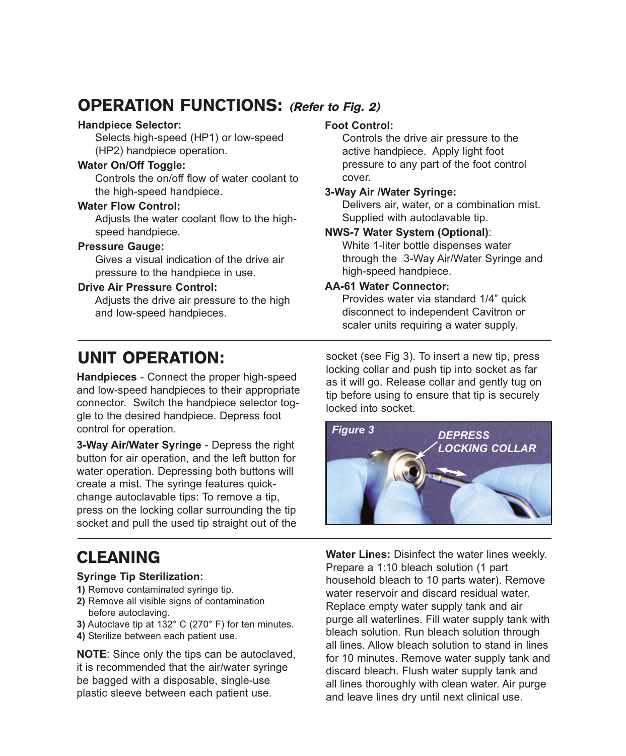## OPERATION FUNCTIONS: *(Refer to Fig. 2)*

**Handpiece Selector:**
Selects high-speed (HP1) or low-speed (HP2) handpiece operation.

**Water On/Off Toggle:**
Controls the on/off flow of water coolant to the high-speed handpiece.

**Water Flow Control:**
Adjusts the water coolant flow to the high-speed handpiece.

**Pressure Gauge:**
Gives a visual indication of the drive air pressure to the handpiece in use.

**Drive Air Pressure Control:**
Adjusts the drive air pressure to the high and low-speed handpieces.

**Foot Control:**
Controls the drive air pressure to the active handpiece. Apply light foot pressure to any part of the foot control cover.

**3-Way Air /Water Syringe:**
Delivers air, water, or a combination mist. Supplied with autoclavable tip.

**NWS-7 Water System (Optional)**:
White 1-liter bottle dispenses water through the 3-Way Air/Water Syringe and high-speed handpiece.

**AA-61 Water Connector:**
Provides water via standard 1/4" quick disconnect to independent Cavitron or scaler units requiring a water supply.

## UNIT OPERATION:

**Handpieces** - Connect the proper high-speed and low-speed handpieces to their appropriate connector. Switch the handpiece selector toggle to the desired handpiece. Depress foot control for operation.

**3-Way Air/Water Syringe** - Depress the right button for air operation, and the left button for water operation. Depressing both buttons will create a mist. The syringe features quick-change autoclavable tips: To remove a tip, press on the locking collar surrounding the tip socket and pull the used tip straight out of the socket (see Fig 3). To insert a new tip, press locking collar and push tip into socket as far as it will go. Release collar and gently tug on tip before using to ensure that tip is securely locked into socket.

*Figure 3* — DEPRESS LOCKING COLLAR

## CLEANING

**Syringe Tip Sterilization:**

**1)** Remove contaminated syringe tip.
**2)** Remove all visible signs of contamination before autoclaving.
**3)** Autoclave tip at 132° C (270° F) for ten minutes.
**4)** Sterilize between each patient use.

**NOTE**: Since only the tips can be autoclaved, it is recommended that the air/water syringe be bagged with a disposable, single-use plastic sleeve between each patient use.

**Water Lines:** Disinfect the water lines weekly. Prepare a 1:10 bleach solution (1 part household bleach to 10 parts water). Remove water reservoir and discard residual water. Replace empty water supply tank and air purge all waterlines. Fill water supply tank with bleach solution. Run bleach solution through all lines. Allow bleach solution to stand in lines for 10 minutes. Remove water supply tank and discard bleach. Flush water supply tank and all lines thoroughly with clean water. Air purge and leave lines dry until next clinical use.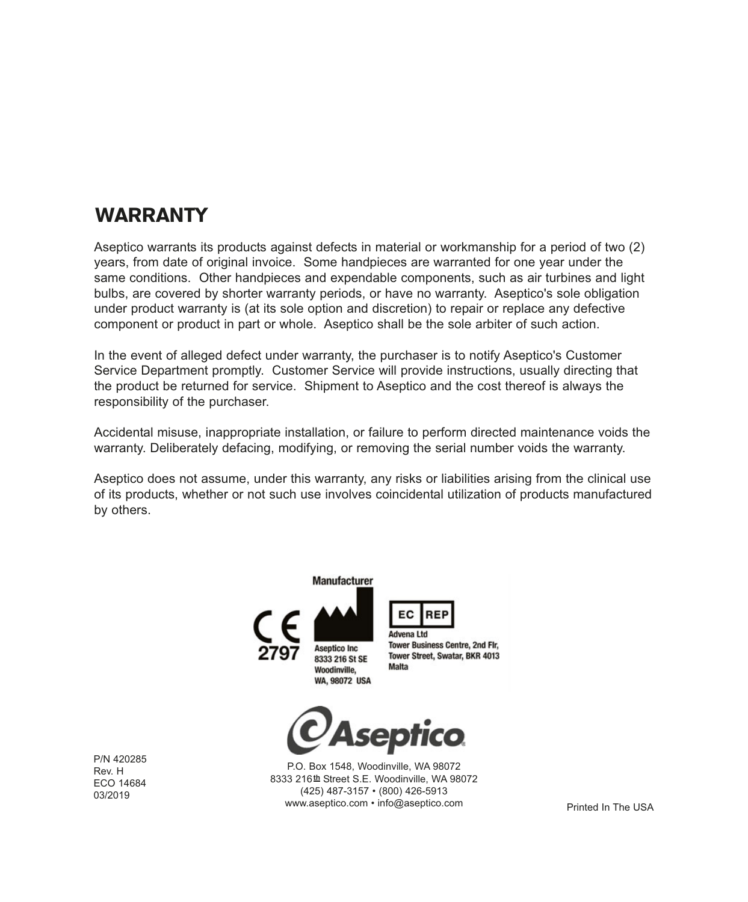## WARRANTY

Aseptico warrants its products against defects in material or workmanship for a period of two (2) years, from date of original invoice. Some handpieces are warranted for one year under the same conditions. Other handpieces and expendable components, such as air turbines and light bulbs, are covered by shorter warranty periods, or have no warranty. Aseptico's sole obligation under product warranty is (at its sole option and discretion) to repair or replace any defective component or product in part or whole. Aseptico shall be the sole arbiter of such action.

In the event of alleged defect under warranty, the purchaser is to notify Aseptico's Customer Service Department promptly. Customer Service will provide instructions, usually directing that the product be returned for service. Shipment to Aseptico and the cost thereof is always the responsibility of the purchaser.

Accidental misuse, inappropriate installation, or failure to perform directed maintenance voids the warranty. Deliberately defacing, modifying, or removing the serial number voids the warranty.

Aseptico does not assume, under this warranty, any risks or liabilities arising from the clinical use of its products, whether or not such use involves coincidental utilization of products manufactured by others.

CE 2797

Manufacturer
Aseptico Inc
8333 216 St SE
Woodinville,
WA, 98072 USA

EC REP
Advena Ltd
Tower Business Centre, 2nd Flr,
Tower Street, Swatar, BKR 4013
Malta

Aseptico

P.O. Box 1548, Woodinville, WA 98072
8333 216th Street S.E. Woodinville, WA 98072
(425) 487-3157 • (800) 426-5913
www.aseptico.com • info@aseptico.com

P/N 420285
Rev. H
ECO 14684
03/2019

Printed In The USA